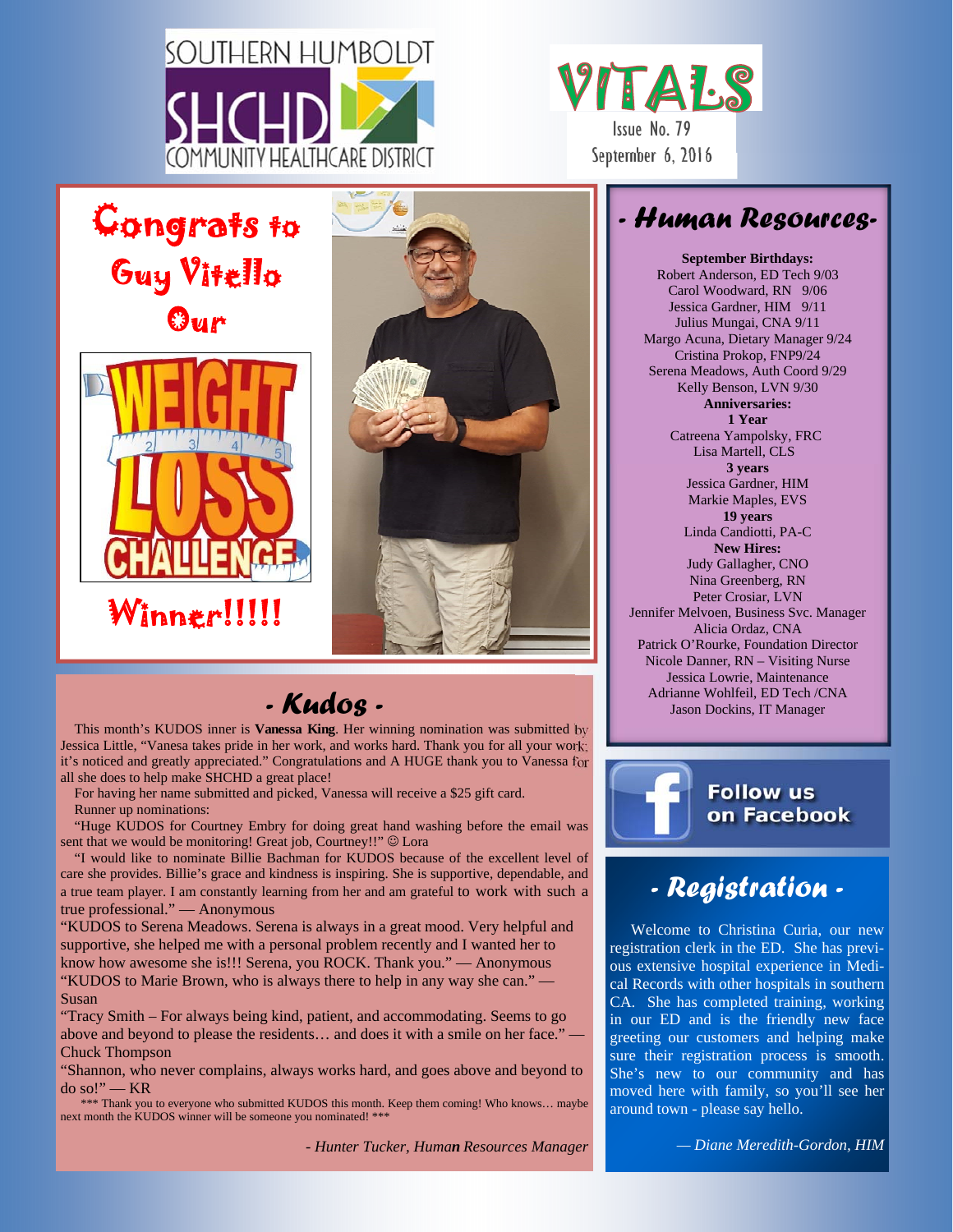# SOUTHERN HUMBOLDT SHCHD COMMUNITY HEALTHCARE DISTRICT

# VITALS

Issue No. 79

September 6, 2016

## Congrats to Guy Vitello Our

WEIGHT LOSS CHALLENGE

## Winner!!!!!

## - Kudos -

This month's KUDOS inner is **Vanessa King**. Her winning nomination was submitted by Jessica Little, "Vanesa takes pride in her work, and works hard. Thank you for all your work; it's noticed and greatly appreciated." Congratulations and A HUGE thank you to Vanessa for all she does to help make SHCHD a great place!

For having her name submitted and picked, Vanessa will receive a $25 gift card.

Runner up nominations:

"Huge KUDOS for Courtney Embry for doing great hand washing before the email was sent that we would be monitoring! Great job, Courtney!!" ☺ Lora

"I would like to nominate Billie Bachman for KUDOS because of the excellent level of care she provides. Billie's grace and kindness is inspiring. She is supportive, dependable, and a true team player. I am constantly learning from her and am grateful to work with such a true professional." — Anonymous

"KUDOS to Serena Meadows. Serena is always in a great mood. Very helpful and supportive, she helped me with a personal problem recently and I wanted her to know how awesome she is!!! Serena, you ROCK. Thank you." — Anonymous

"KUDOS to Marie Brown, who is always there to help in any way she can." — Susan

"Tracy Smith – For always being kind, patient, and accommodating. Seems to go above and beyond to please the residents… and does it with a smile on her face." — Chuck Thompson

"Shannon, who never complains, always works hard, and goes above and beyond to do so!" — KR

*** Thank you to everyone who submitted KUDOS this month. Keep them coming! Who knows… maybe next month the KUDOS winner will be someone you nominated! ***

*- Hunter Tucker, Human Resources Manager*

## - Human Resources-

**September Birthdays:**

Robert Anderson, ED Tech 9/03
Carol Woodward, RN 9/06
Jessica Gardner, HIM 9/11
Julius Mungai, CNA 9/11
Margo Acuna, Dietary Manager 9/24
Cristina Prokop, FNP9/24
Serena Meadows, Auth Coord 9/29
Kelly Benson, LVN 9/30

**Anniversaries:**

**1 Year**
Catreena Yampolsky, FRC
Lisa Martell, CLS

**3 years**
Jessica Gardner, HIM
Markie Maples, EVS

**19 years**
Linda Candiotti, PA-C

**New Hires:**

Judy Gallagher, CNO
Nina Greenberg, RN
Peter Crosiar, LVN
Jennifer Melvoen, Business Svc. Manager
Alicia Ordaz, CNA
Patrick O'Rourke, Foundation Director
Nicole Danner, RN – Visiting Nurse
Jessica Lowrie, Maintenance
Adrianne Wohlfeil, ED Tech /CNA
Jason Dockins, IT Manager

**Follow us on Facebook**

## - Registration -

Welcome to Christina Curia, our new registration clerk in the ED. She has previous extensive hospital experience in Medical Records with other hospitals in southern CA. She has completed training, working in our ED and is the friendly new face greeting our customers and helping make sure their registration process is smooth. She's new to our community and has moved here with family, so you'll see her around town - please say hello.

*— Diane Meredith-Gordon, HIM*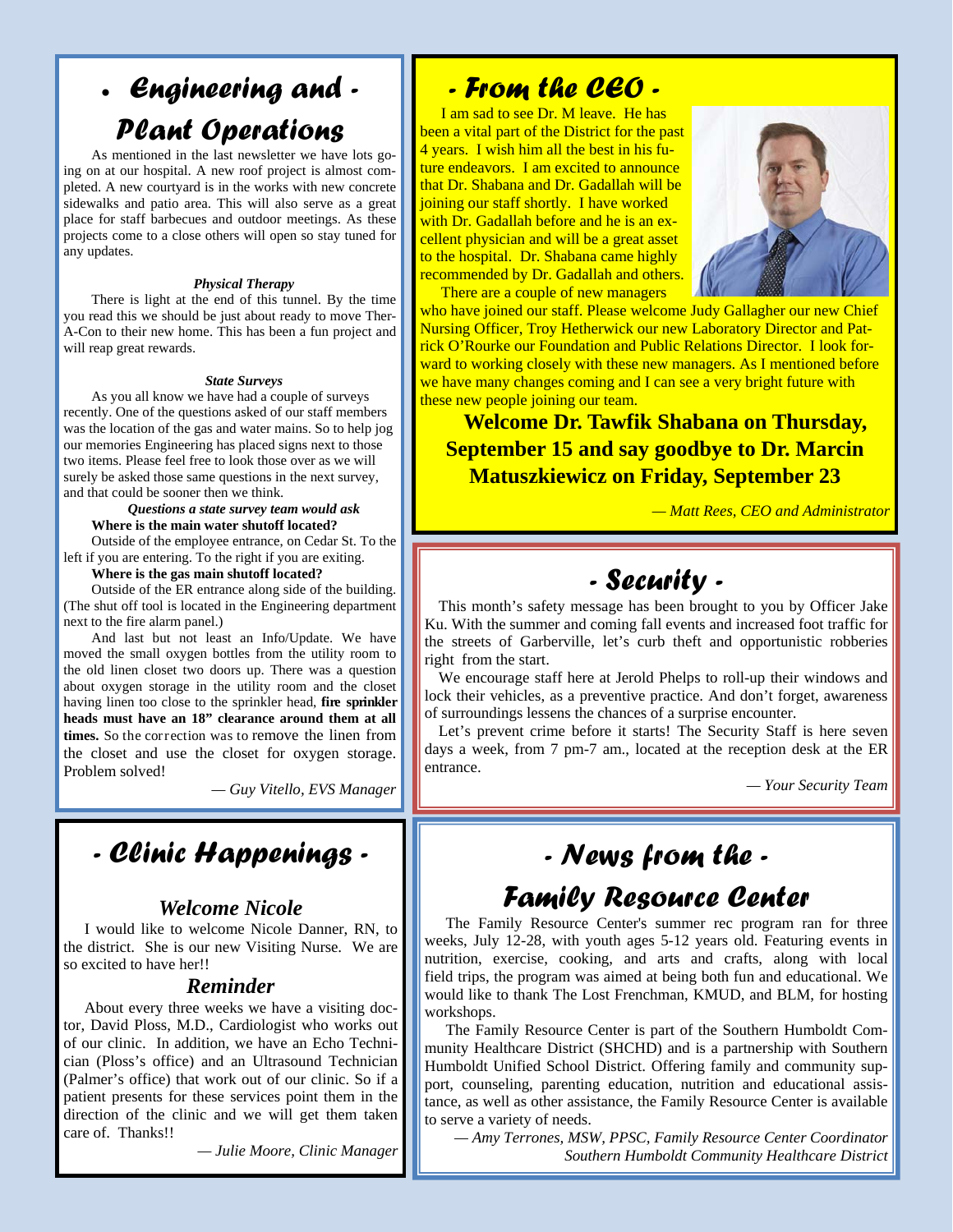# Engineering and Plant Operations

As mentioned in the last newsletter we have lots going on at our hospital. A new roof project is almost completed. A new courtyard is in the works with new concrete sidewalks and patio area. This will also serve as a great place for staff barbecues and outdoor meetings. As these projects come to a close others will open so stay tuned for any updates.

### *Physical Therapy*

There is light at the end of this tunnel. By the time you read this we should be just about ready to move Ther-A-Con to their new home. This has been a fun project and will reap great rewards.

### *State Surveys*

As you all know we have had a couple of surveys recently. One of the questions asked of our staff members was the location of the gas and water mains. So to help jog our memories Engineering has placed signs next to those two items. Please feel free to look those over as we will surely be asked those same questions in the next survey, and that could be sooner then we think.

***Questions a state survey team would ask***

**Where is the main water shutoff located?**

Outside of the employee entrance, on Cedar St. To the left if you are entering. To the right if you are exiting.

**Where is the gas main shutoff located?**

Outside of the ER entrance along side of the building. (The shut off tool is located in the Engineering department next to the fire alarm panel.)

And last but not least an Info/Update. We have moved the small oxygen bottles from the utility room to the old linen closet two doors up. There was a question about oxygen storage in the utility room and the closet having linen too close to the sprinkler head, **fire sprinkler heads must have an 18" clearance around them at all times.** So the correction was to remove the linen from the closet and use the closet for oxygen storage. Problem solved!

*— Guy Vitello, EVS Manager*

# From the CEO

I am sad to see Dr. M leave. He has been a vital part of the District for the past 4 years. I wish him all the best in his future endeavors. I am excited to announce that Dr. Shabana and Dr. Gadallah will be joining our staff shortly. I have worked with Dr. Gadallah before and he is an excellent physician and will be a great asset to the hospital. Dr. Shabana came highly recommended by Dr. Gadallah and others.

There are a couple of new managers who have joined our staff. Please welcome Judy Gallagher our new Chief Nursing Officer, Troy Hetherwick our new Laboratory Director and Patrick O'Rourke our Foundation and Public Relations Director. I look forward to working closely with these new managers. As I mentioned before we have many changes coming and I can see a very bright future with these new people joining our team.

**Welcome Dr. Tawfik Shabana on Thursday, September 15 and say goodbye to Dr. Marcin Matuszkiewicz on Friday, September 23**

*— Matt Rees, CEO and Administrator*

# Security

This month's safety message has been brought to you by Officer Jake Ku. With the summer and coming fall events and increased foot traffic for the streets of Garberville, let's curb theft and opportunistic robberies right from the start.

We encourage staff here at Jerold Phelps to roll-up their windows and lock their vehicles, as a preventive practice. And don't forget, awareness of surroundings lessens the chances of a surprise encounter.

Let's prevent crime before it starts! The Security Staff is here seven days a week, from 7 pm-7 am., located at the reception desk at the ER entrance.

*— Your Security Team*

# Clinic Happenings

### *Welcome Nicole*

I would like to welcome Nicole Danner, RN, to the district. She is our new Visiting Nurse. We are so excited to have her!!

### *Reminder*

About every three weeks we have a visiting doctor, David Ploss, M.D., Cardiologist who works out of our clinic. In addition, we have an Echo Technician (Ploss's office) and an Ultrasound Technician (Palmer's office) that work out of our clinic. So if a patient presents for these services point them in the direction of the clinic and we will get them taken care of. Thanks!!

*— Julie Moore, Clinic Manager*

# News from the Family Resource Center

The Family Resource Center's summer rec program ran for three weeks, July 12-28, with youth ages 5-12 years old. Featuring events in nutrition, exercise, cooking, and arts and crafts, along with local field trips, the program was aimed at being both fun and educational. We would like to thank The Lost Frenchman, KMUD, and BLM, for hosting workshops.

The Family Resource Center is part of the Southern Humboldt Community Healthcare District (SHCHD) and is a partnership with Southern Humboldt Unified School District. Offering family and community support, counseling, parenting education, nutrition and educational assistance, as well as other assistance, the Family Resource Center is available to serve a variety of needs.

*— Amy Terrones, MSW, PPSC, Family Resource Center Coordinator*
*Southern Humboldt Community Healthcare District*